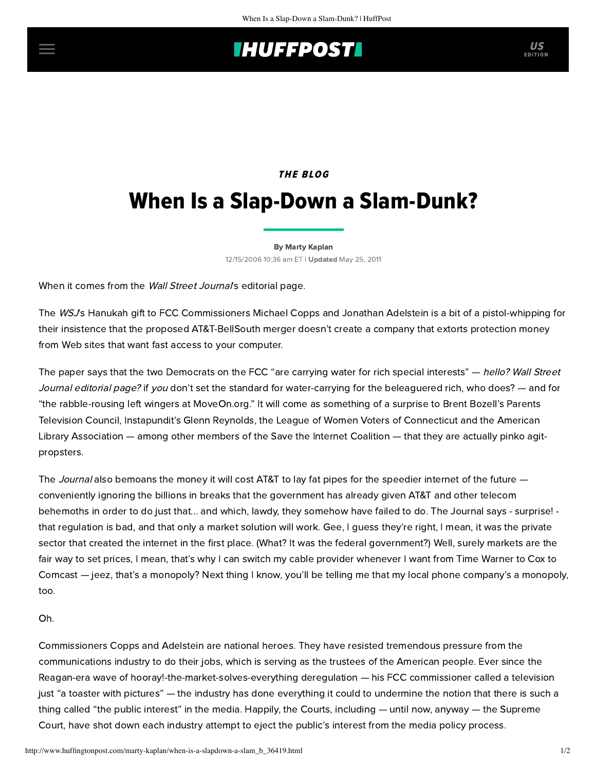THE BLOG

# When Is a Slap-Down a Slam-Dunk?

By Marty Kaplan

12/15/2006 10:36 am ET | **Updated** May 25, 2011

When it comes from the *Wall Street Journal*'s editorial page.

The *WSJ*'s Hanukah gift to FCC Commissioners Michael Copps and Jonathan Adelstein is a bit of a pistol-whipping for their insistence that the proposed AT&T-BellSouth merger doesn't create a company that extorts protection money from Web sites that want fast access to your computer.

The paper says that the two Democrats on the FCC "are carrying water for rich special interests" — *hello? Wall Street Journal editorial page?* if *you* don't set the standard for water-carrying for the beleaguered rich, who does? — and for "the rabble-rousing left wingers at MoveOn.org." It will come as something of a surprise to Brent Bozell's Parents Television Council, Instapundit's Glenn Reynolds, the League of Women Voters of Connecticut and the American Library Association — among other members of the Save the Internet Coalition — that they are actually pinko agit-propsters.

The *Journal* also bemoans the money it will cost AT&T to lay fat pipes for the speedier internet of the future — conveniently ignoring the billions in breaks that the government has already given AT&T and other telecom behemoths in order to do just that... and which, lawdy, they somehow have failed to do. The Journal says - surprise! - that regulation is bad, and that only a market solution will work. Gee, I guess they're right, I mean, it was the private sector that created the internet in the first place. (What? It was the federal government?) Well, surely markets are the fair way to set prices, I mean, that's why I can switch my cable provider whenever I want from Time Warner to Cox to Comcast — jeez, that's a monopoly? Next thing I know, you'll be telling me that my local phone company's a monopoly, too.

Oh.

Commissioners Copps and Adelstein are national heroes. They have resisted tremendous pressure from the communications industry to do their jobs, which is serving as the trustees of the American people. Ever since the Reagan-era wave of hooray!-the-market-solves-everything deregulation — his FCC commissioner called a television just "a toaster with pictures" — the industry has done everything it could to undermine the notion that there is such a thing called "the public interest" in the media. Happily, the Courts, including — until now, anyway — the Supreme Court, have shot down each industry attempt to eject the public's interest from the media policy process.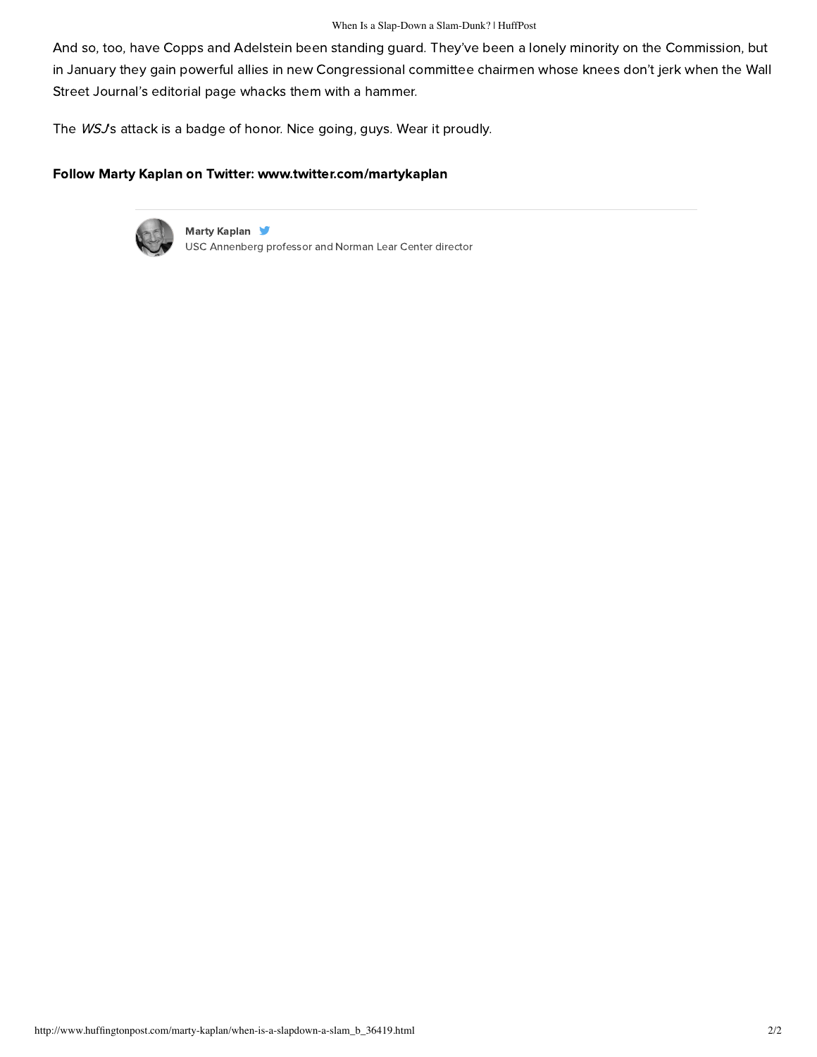And so, too, have Copps and Adelstein been standing guard. They've been a lonely minority on the Commission, but in January they gain powerful allies in new Congressional committee chairmen whose knees don't jerk when the Wall Street Journal's editorial page whacks them with a hammer.

The *WSJ*'s attack is a badge of honor. Nice going, guys. Wear it proudly.

**Follow Marty Kaplan on Twitter: www.twitter.com/martykaplan**

**Marty Kaplan**
USC Annenberg professor and Norman Lear Center director